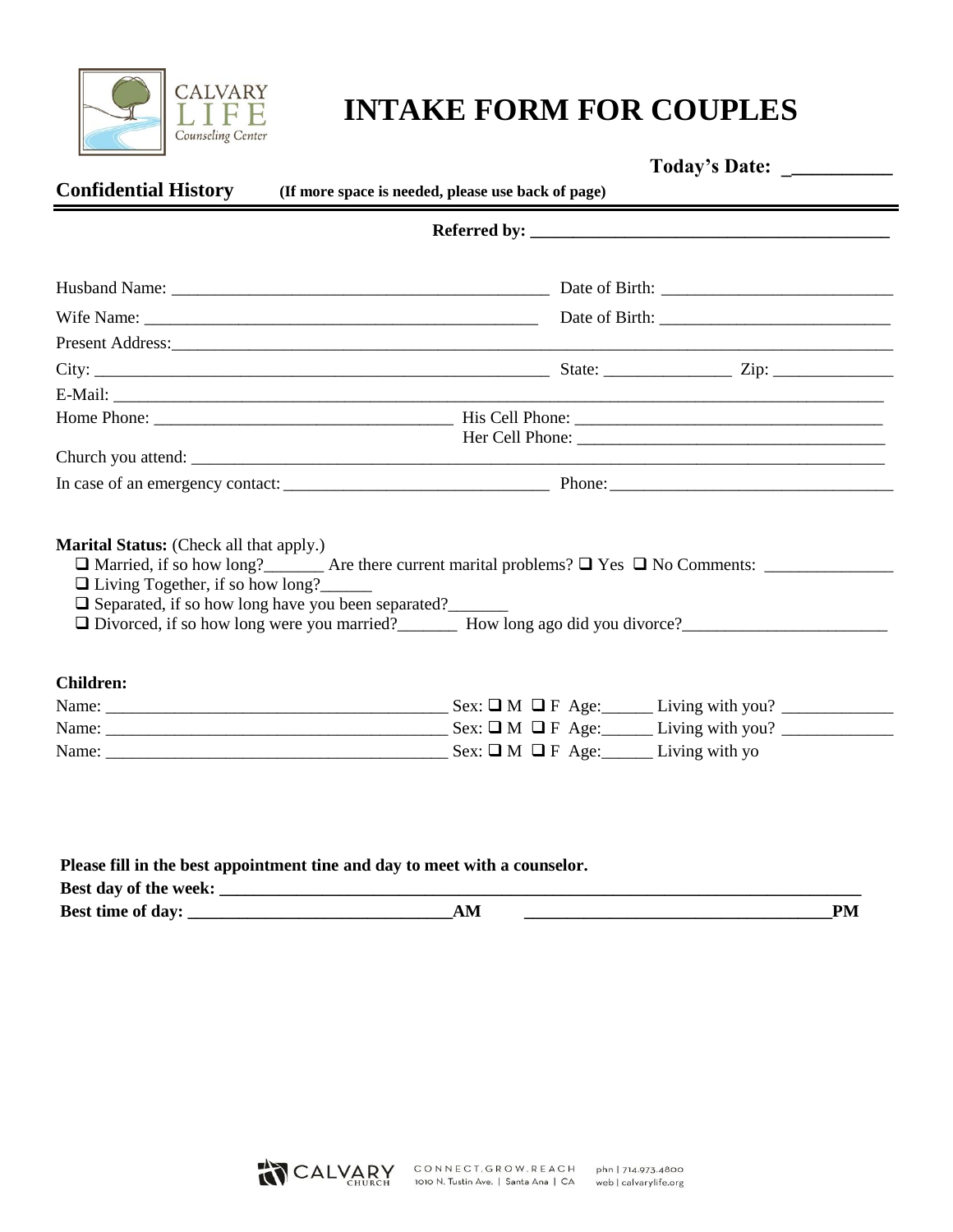CALVARY LIFE Counseling Center

# INTAKE FORM FOR COUPLES

**Today's Date: ___________**

**Confidential History** **(If more space is needed, please use back of page)**

**Referred by: ___________________________________________**

Husband Name: _____________________________________________ Date of Birth: ___________________________

Wife Name: _______________________________________________ Date of Birth: ___________________________

Present Address:_____________________________________________________________________________________

City: ______________________________________________________ State: _______________ Zip: ______________

E-Mail: ______________________________________________________________________________________________

Home Phone: ___________________________________ His Cell Phone: ____________________________________
Her Cell Phone: ____________________________________

Church you attend: ___________________________________________________________________________________

In case of an emergency contact: _______________________________ Phone:__________________________________

**Marital Status:** (Check all that apply.)

- ❑ Married, if so how long?_______ Are there current marital problems? ❑ Yes ❑ No Comments: _______________
- ❑ Living Together, if so how long?______
- ❑ Separated, if so how long have you been separated?_______
- ❑ Divorced, if so how long were you married?_______ How long ago did you divorce?________________________

**Children:**

Name: ________________________________________ Sex: ❑ M ❑ F Age:______ Living with you? _____________

Name: ________________________________________ Sex: ❑ M ❑ F Age:______ Living with you? _____________

Name: ________________________________________ Sex: ❑ M ❑ F Age:______ Living with yo

**Please fill in the best appointment tine and day to meet with a counselor.**

**Best day of the week: _____________________________________________________________________________**

**Best time of day: _______________________________AM ____________________________________PM**

CALVARY CHURCH CONNECT.GROW.REACH 1010 N. Tustin Ave. | Santa Ana | CA phn | 714.973.4800 web | calvarylife.org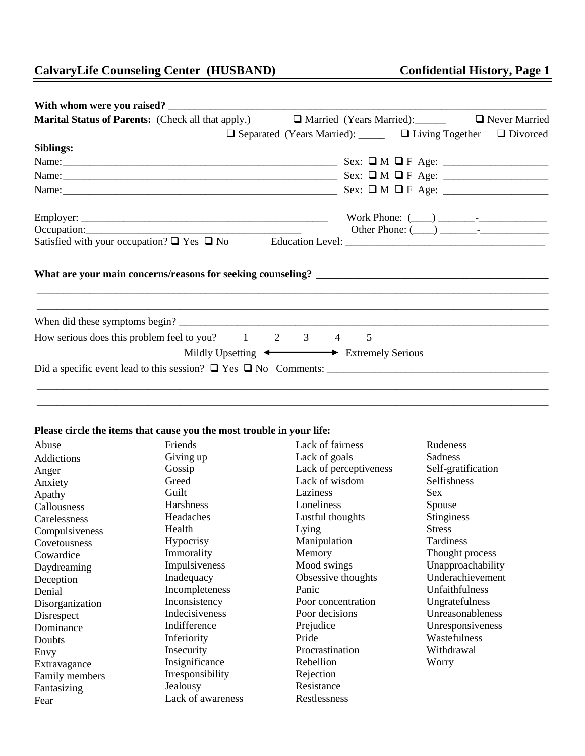**CalvaryLife Counseling Center (HUSBAND)** **Confidential History, Page 1**

**With whom were you raised?** ______________________________________________

**Marital Status of Parents:** (Check all that apply.) ❑ Married (Years Married):______ ❑ Never Married ❑ Separated (Years Married): _____ ❑ Living Together ❑ Divorced

**Siblings:**

Name:______________________________________ Sex: ❑ M ❑ F Age: ______________

Name:______________________________________ Sex: ❑ M ❑ F Age: ______________

Name:______________________________________ Sex: ❑ M ❑ F Age: ______________

Employer: ___________________________________ Work Phone: (____) _______-_____________

Occupation:__________________________________ Other Phone: (____) _______-_____________

Satisfied with your occupation? ❑ Yes ❑ No Education Level: _____________________________

**What are your main concerns/reasons for seeking counseling?** ________________________________

_____________________________________________________________________________

_____________________________________________________________________________

When did these symptoms begin? ____________________________________________________

How serious does this problem feel to you? 1 2 3 4 5

Mildly Upsetting ⟵⟶ Extremely Serious

Did a specific event lead to this session? ❑ Yes ❑ No Comments: ______________________________

_____________________________________________________________________________

_____________________________________________________________________________

**Please circle the items that cause you the most trouble in your life:**

Abuse
Addictions
Anger
Anxiety
Apathy
Callousness
Carelessness
Compulsiveness
Covetousness
Cowardice
Daydreaming
Deception
Denial
Disorganization
Disrespect
Dominance
Doubts
Envy
Extravagance
Family members
Fantasizing
Fear
Friends
Giving up
Gossip
Greed
Guilt
Harshness
Headaches
Health
Hypocrisy
Immorality
Impulsiveness
Inadequacy
Incompleteness
Inconsistency
Indecisiveness
Indifference
Inferiority
Insecurity
Insignificance
Irresponsibility
Jealousy
Lack of awareness
Lack of fairness
Lack of goals
Lack of perceptiveness
Lack of wisdom
Laziness
Loneliness
Lustful thoughts
Lying
Manipulation
Memory
Mood swings
Obsessive thoughts
Panic
Poor concentration
Poor decisions
Prejudice
Pride
Procrastination
Rebellion
Rejection
Resistance
Restlessness
Rudeness
Sadness
Self-gratification
Selfishness
Sex
Spouse
Stinginess
Stress
Tardiness
Thought process
Unapproachability
Underachievement
Unfaithfulness
Ungratefulness
Unreasonableness
Unresponsiveness
Wastefulness
Withdrawal
Worry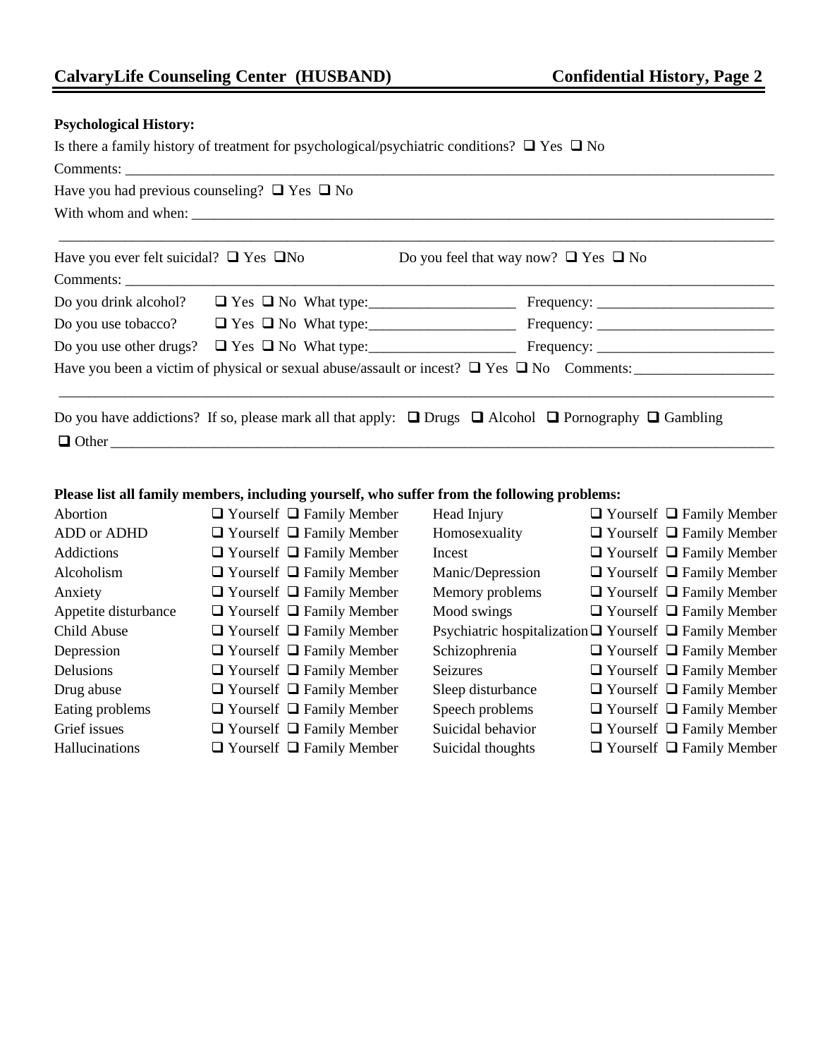**Psychological History:**

Is there a family history of treatment for psychological/psychiatric conditions? ❑ Yes ❑ No

Comments: ___________________________________________________________________________

Have you had previous counseling? ❑ Yes ❑ No

With whom and when: ___________________________________________________________________

_____________________________________________________________________________________

Have you ever felt suicidal? ❑ Yes ❑No Do you feel that way now? ❑ Yes ❑ No

Comments: ___________________________________________________________________________

Do you drink alcohol? ❑ Yes ❑ No What type:____________________ Frequency: ________________________

Do you use tobacco? ❑ Yes ❑ No What type:____________________ Frequency: ________________________

Do you use other drugs? ❑ Yes ❑ No What type:____________________ Frequency: ________________________

Have you been a victim of physical or sexual abuse/assault or incest? ❑ Yes ❑ No Comments: __________________

_____________________________________________________________________________________

Do you have addictions? If so, please mark all that apply: ❑ Drugs ❑ Alcohol ❑ Pornography ❑ Gambling

❑ Other _____________________________________________________________________________

**Please list all family members, including yourself, who suffer from the following problems:**

| | | | |
|---|---|---|---|
| Abortion | ❑ Yourself ❑ Family Member | Head Injury | ❑ Yourself ❑ Family Member |
| ADD or ADHD | ❑ Yourself ❑ Family Member | Homosexuality | ❑ Yourself ❑ Family Member |
| Addictions | ❑ Yourself ❑ Family Member | Incest | ❑ Yourself ❑ Family Member |
| Alcoholism | ❑ Yourself ❑ Family Member | Manic/Depression | ❑ Yourself ❑ Family Member |
| Anxiety | ❑ Yourself ❑ Family Member | Memory problems | ❑ Yourself ❑ Family Member |
| Appetite disturbance | ❑ Yourself ❑ Family Member | Mood swings | ❑ Yourself ❑ Family Member |
| Child Abuse | ❑ Yourself ❑ Family Member | Psychiatric hospitalization | ❑ Yourself ❑ Family Member |
| Depression | ❑ Yourself ❑ Family Member | Schizophrenia | ❑ Yourself ❑ Family Member |
| Delusions | ❑ Yourself ❑ Family Member | Seizures | ❑ Yourself ❑ Family Member |
| Drug abuse | ❑ Yourself ❑ Family Member | Sleep disturbance | ❑ Yourself ❑ Family Member |
| Eating problems | ❑ Yourself ❑ Family Member | Speech problems | ❑ Yourself ❑ Family Member |
| Grief issues | ❑ Yourself ❑ Family Member | Suicidal behavior | ❑ Yourself ❑ Family Member |
| Hallucinations | ❑ Yourself ❑ Family Member | Suicidal thoughts | ❑ Yourself ❑ Family Member |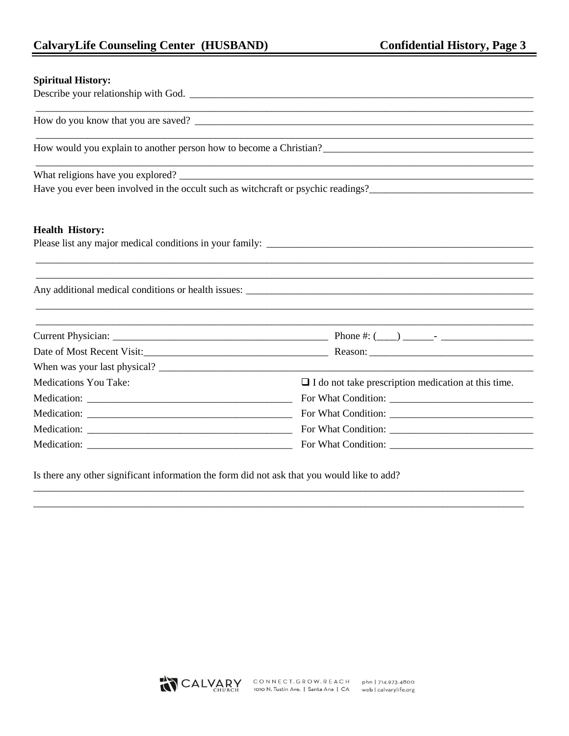**Spiritual History:**

Describe your relationship with God. ______________________________________________________________________

______________________________________________________________________

How do you know that you are saved? ______________________________________________________________________

______________________________________________________________________

How would you explain to another person how to become a Christian?__________________________________________

______________________________________________________________________

What religions have you explored? ______________________________________________________________________

Have you ever been involved in the occult such as witchcraft or psychic readings?_______________________________

**Health History:**

Please list any major medical conditions in your family: ____________________________________________________

______________________________________________________________________

______________________________________________________________________

Any additional medical conditions or health issues: ________________________________________________________

______________________________________________________________________

______________________________________________________________________

Current Physician: ____________________________________________ Phone #: (____) ______- __________________

Date of Most Recent Visit:____________________________________ Reason: ________________________________

When was your last physical? ______________________________________________________________________

Medications You Take: ❑ I do not take prescription medication at this time.

Medication: ________________________________________ For What Condition: ___________________________

Medication: ________________________________________ For What Condition: ___________________________

Medication: ________________________________________ For What Condition: ___________________________

Medication: ________________________________________ For What Condition: ___________________________

Is there any other significant information the form did not ask that you would like to add?

______________________________________________________________________

______________________________________________________________________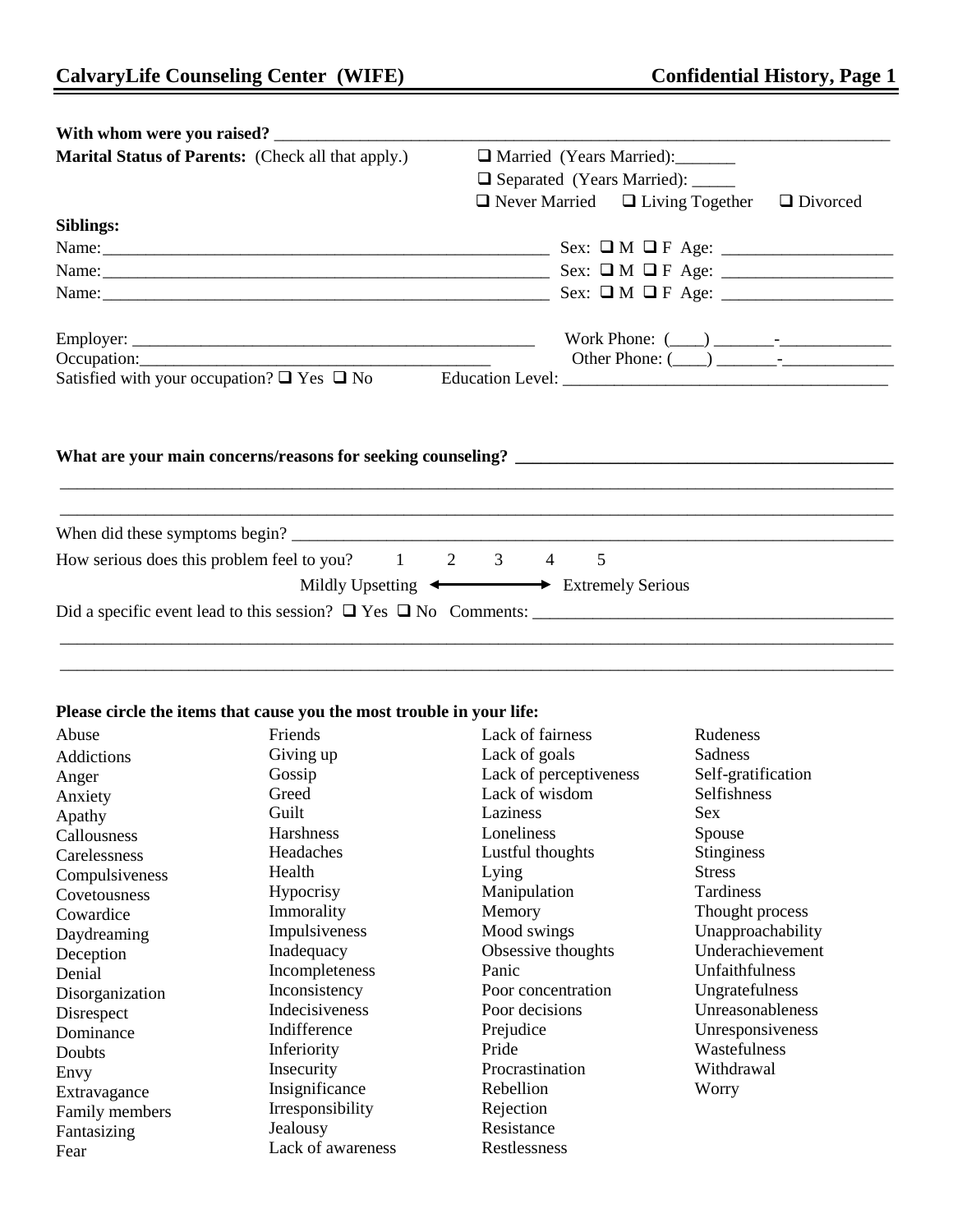## CalvaryLife Counseling Center (WIFE) — Confidential History, Page 1

**With whom were you raised?** ___________________________________________

**Marital Status of Parents:** (Check all that apply.)
- ☐ Married (Years Married):_______
- ☐ Separated (Years Married): _____
- ☐ Never Married ☐ Living Together ☐ Divorced

**Siblings:**

Name:_____________________________________ Sex: ☐ M ☐ F Age: ______________

Name:_____________________________________ Sex: ☐ M ☐ F Age: ______________

Name:_____________________________________ Sex: ☐ M ☐ F Age: ______________

Employer: ___________________________________ Work Phone: (____) _______-____________

Occupation:__________________________________ Other Phone: (____) _______-____________

Satisfied with your occupation? ☐ Yes ☐ No Education Level: ______________________________

**What are your main concerns/reasons for seeking counseling?** ___________________________________

_____________________________________________________________________________

_____________________________________________________________________________

When did these symptoms begin? ______________________________________________

How serious does this problem feel to you? 1 2 3 4 5

Mildly Upsetting ⟵⟶ Extremely Serious

Did a specific event lead to this session? ☐ Yes ☐ No Comments: ___________________________

_____________________________________________________________________________

_____________________________________________________________________________

**Please circle the items that cause you the most trouble in your life:**

Abuse
Addictions
Anger
Anxiety
Apathy
Callousness
Carelessness
Compulsiveness
Covetousness
Cowardice
Daydreaming
Deception
Denial
Disorganization
Disrespect
Dominance
Doubts
Envy
Extravagance
Family members
Fantasizing
Fear
Friends
Giving up
Gossip
Greed
Guilt
Harshness
Headaches
Health
Hypocrisy
Immorality
Impulsiveness
Inadequacy
Incompleteness
Inconsistency
Indecisiveness
Indifference
Inferiority
Insecurity
Insignificance
Irresponsibility
Jealousy
Lack of awareness
Lack of fairness
Lack of goals
Lack of perceptiveness
Lack of wisdom
Laziness
Loneliness
Lustful thoughts
Lying
Manipulation
Memory
Mood swings
Obsessive thoughts
Panic
Poor concentration
Poor decisions
Prejudice
Pride
Procrastination
Rebellion
Rejection
Resistance
Restlessness
Rudeness
Sadness
Self-gratification
Selfishness
Sex
Spouse
Stinginess
Stress
Tardiness
Thought process
Unapproachability
Underachievement
Unfaithfulness
Ungratefulness
Unreasonableness
Unresponsiveness
Wastefulness
Withdrawal
Worry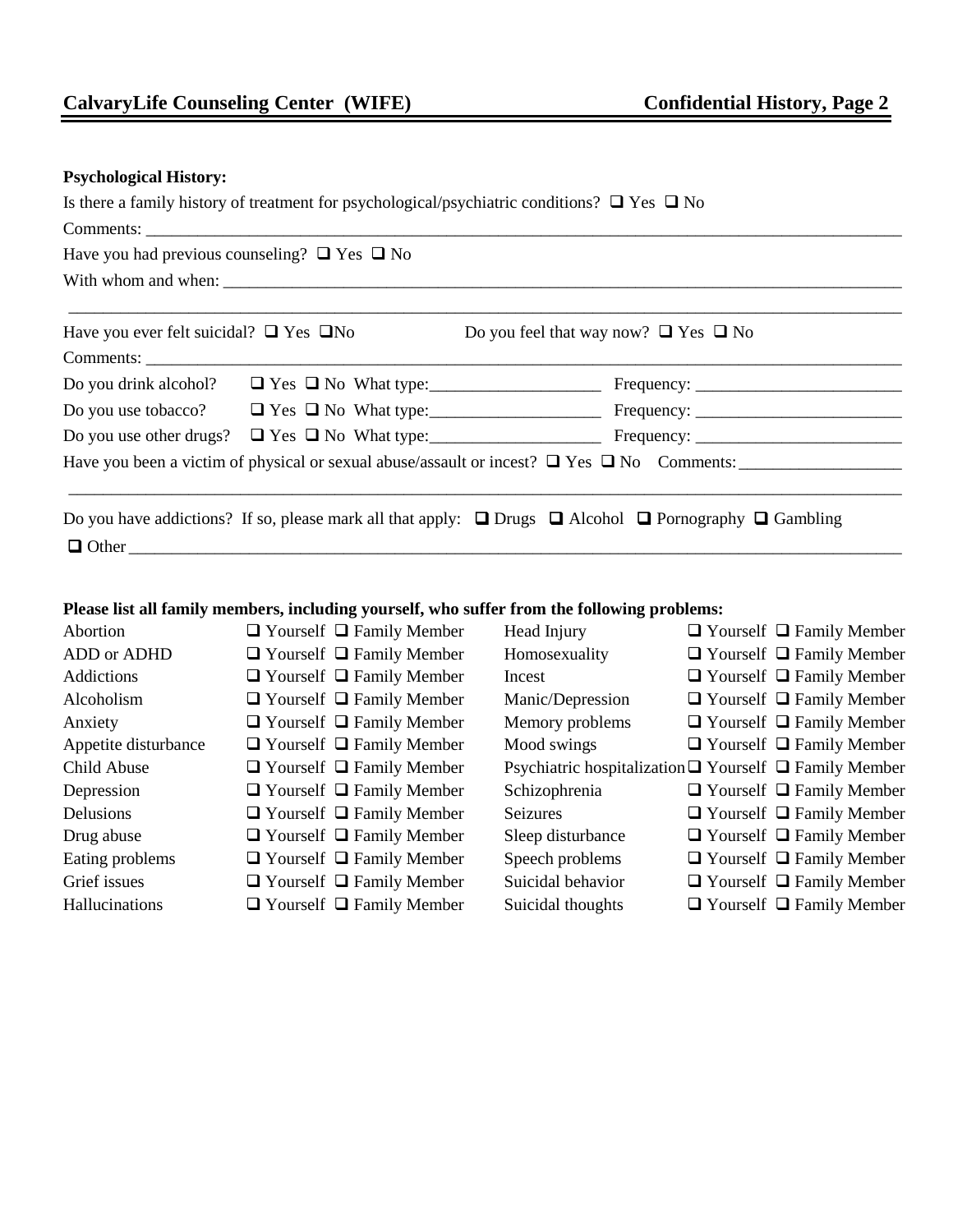**Psychological History:**

Is there a family history of treatment for psychological/psychiatric conditions? ❑ Yes ❑ No

Comments: ___________________________________________________________________________

Have you had previous counseling? ❑ Yes ❑ No

With whom and when: ___________________________________________________________________

_______________________________________________________________________________

Have you ever felt suicidal? ❑ Yes ❑No    Do you feel that way now? ❑ Yes ❑ No

Comments: ___________________________________________________________________________

Do you drink alcohol? ❑ Yes ❑ No What type:____________________ Frequency: ________________________

Do you use tobacco? ❑ Yes ❑ No What type:____________________ Frequency: ________________________

Do you use other drugs? ❑ Yes ❑ No What type:____________________ Frequency: ________________________

Have you been a victim of physical or sexual abuse/assault or incest? ❑ Yes ❑ No Comments: __________________

_______________________________________________________________________________

Do you have addictions? If so, please mark all that apply: ❑ Drugs ❑ Alcohol ❑ Pornography ❑ Gambling

❑ Other _______________________________________________________________________________

**Please list all family members, including yourself, who suffer from the following problems:**

| | | | |
|---|---|---|---|
| Abortion | ❑ Yourself ❑ Family Member | Head Injury | ❑ Yourself ❑ Family Member |
| ADD or ADHD | ❑ Yourself ❑ Family Member | Homosexuality | ❑ Yourself ❑ Family Member |
| Addictions | ❑ Yourself ❑ Family Member | Incest | ❑ Yourself ❑ Family Member |
| Alcoholism | ❑ Yourself ❑ Family Member | Manic/Depression | ❑ Yourself ❑ Family Member |
| Anxiety | ❑ Yourself ❑ Family Member | Memory problems | ❑ Yourself ❑ Family Member |
| Appetite disturbance | ❑ Yourself ❑ Family Member | Mood swings | ❑ Yourself ❑ Family Member |
| Child Abuse | ❑ Yourself ❑ Family Member | Psychiatric hospitalization | ❑ Yourself ❑ Family Member |
| Depression | ❑ Yourself ❑ Family Member | Schizophrenia | ❑ Yourself ❑ Family Member |
| Delusions | ❑ Yourself ❑ Family Member | Seizures | ❑ Yourself ❑ Family Member |
| Drug abuse | ❑ Yourself ❑ Family Member | Sleep disturbance | ❑ Yourself ❑ Family Member |
| Eating problems | ❑ Yourself ❑ Family Member | Speech problems | ❑ Yourself ❑ Family Member |
| Grief issues | ❑ Yourself ❑ Family Member | Suicidal behavior | ❑ Yourself ❑ Family Member |
| Hallucinations | ❑ Yourself ❑ Family Member | Suicidal thoughts | ❑ Yourself ❑ Family Member |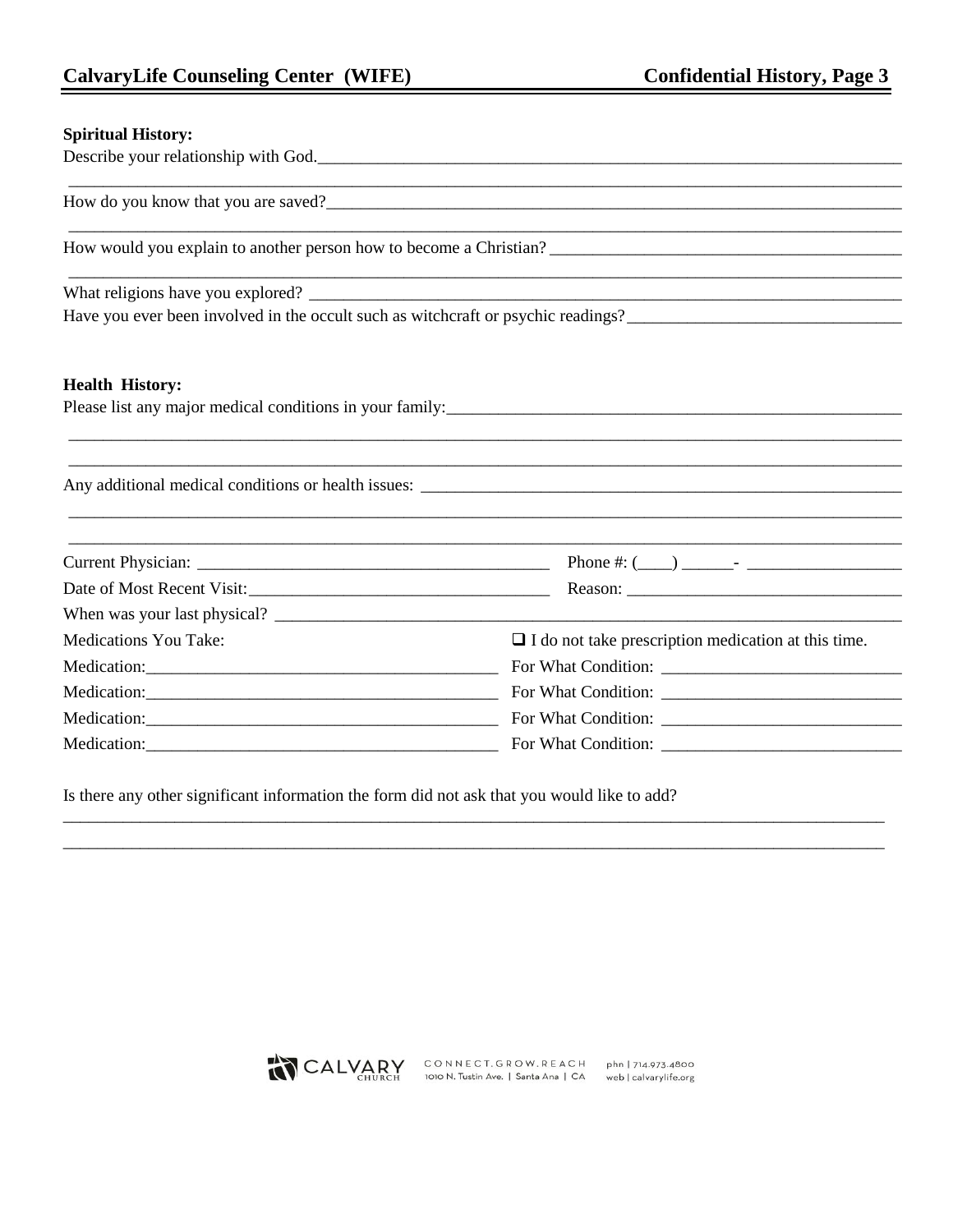**Spiritual History:**

Describe your relationship with God.______________________________________________________________________

______________________________________________________________________________________________

How do you know that you are saved?______________________________________________________________________

______________________________________________________________________________________________

How would you explain to another person how to become a Christian? ___________________________________________

______________________________________________________________________________________________

What religions have you explored? ______________________________________________________________________

Have you ever been involved in the occult such as witchcraft or psychic readings?______________________________

**Health History:**

Please list any major medical conditions in your family:___________________________________________________

______________________________________________________________________________________________

______________________________________________________________________________________________

Any additional medical conditions or health issues: ______________________________________________________

______________________________________________________________________________________________

______________________________________________________________________________________________

Current Physician: ________________________________________ Phone #: (____) ______- _________________

Date of Most Recent Visit:__________________________________ Reason: _______________________________

When was your last physical? _________________________________________________________________________

Medications You Take: ❑ I do not take prescription medication at this time.

Medication:________________________________________ For What Condition: ___________________________

Medication:________________________________________ For What Condition: ___________________________

Medication:________________________________________ For What Condition: ___________________________

Medication:________________________________________ For What Condition: ___________________________

Is there any other significant information the form did not ask that you would like to add?

______________________________________________________________________________________________

______________________________________________________________________________________________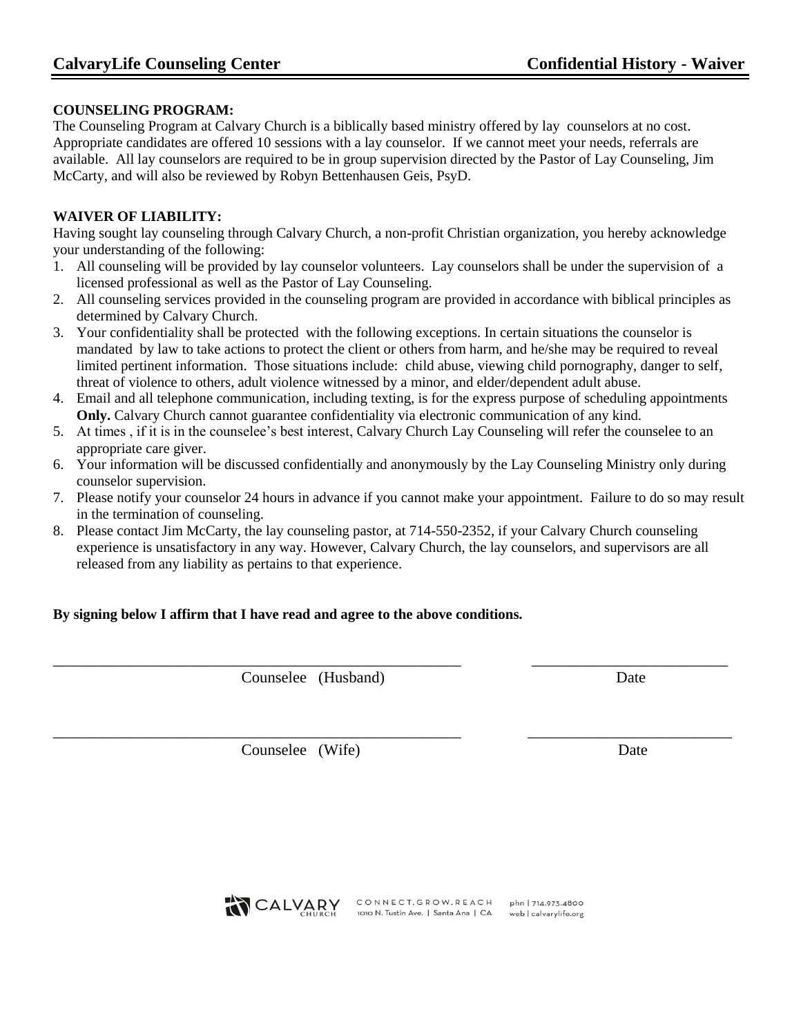**CalvaryLife Counseling Center** **Confidential History - Waiver**

**COUNSELING PROGRAM:**

The Counseling Program at Calvary Church is a biblically based ministry offered by lay counselors at no cost. Appropriate candidates are offered 10 sessions with a lay counselor. If we cannot meet your needs, referrals are available. All lay counselors are required to be in group supervision directed by the Pastor of Lay Counseling, Jim McCarty, and will also be reviewed by Robyn Bettenhausen Geis, PsyD.

**WAIVER OF LIABILITY:**

Having sought lay counseling through Calvary Church, a non-profit Christian organization, you hereby acknowledge your understanding of the following:

1. All counseling will be provided by lay counselor volunteers. Lay counselors shall be under the supervision of a licensed professional as well as the Pastor of Lay Counseling.
2. All counseling services provided in the counseling program are provided in accordance with biblical principles as determined by Calvary Church.
3. Your confidentiality shall be protected with the following exceptions. In certain situations the counselor is mandated by law to take actions to protect the client or others from harm, and he/she may be required to reveal limited pertinent information. Those situations include: child abuse, viewing child pornography, danger to self, threat of violence to others, adult violence witnessed by a minor, and elder/dependent adult abuse.
4. Email and all telephone communication, including texting, is for the express purpose of scheduling appointments **Only.** Calvary Church cannot guarantee confidentiality via electronic communication of any kind.
5. At times , if it is in the counselee's best interest, Calvary Church Lay Counseling will refer the counselee to an appropriate care giver.
6. Your information will be discussed confidentially and anonymously by the Lay Counseling Ministry only during counselor supervision.
7. Please notify your counselor 24 hours in advance if you cannot make your appointment. Failure to do so may result in the termination of counseling.
8. Please contact Jim McCarty, the lay counseling pastor, at 714-550-2352, if your Calvary Church counseling experience is unsatisfactory in any way. However, Calvary Church, the lay counselors, and supervisors are all released from any liability as pertains to that experience.

**By signing below I affirm that I have read and agree to the above conditions.**

_______________________________________________ _______________________

Counselee (Husband) Date

_______________________________________________ _______________________

Counselee (Wife) Date

CALVARY CHURCH CONNECT.GROW.REACH 1010 N. Tustin Ave. | Santa Ana | CA phn | 714.973.4800 web | calvarylife.org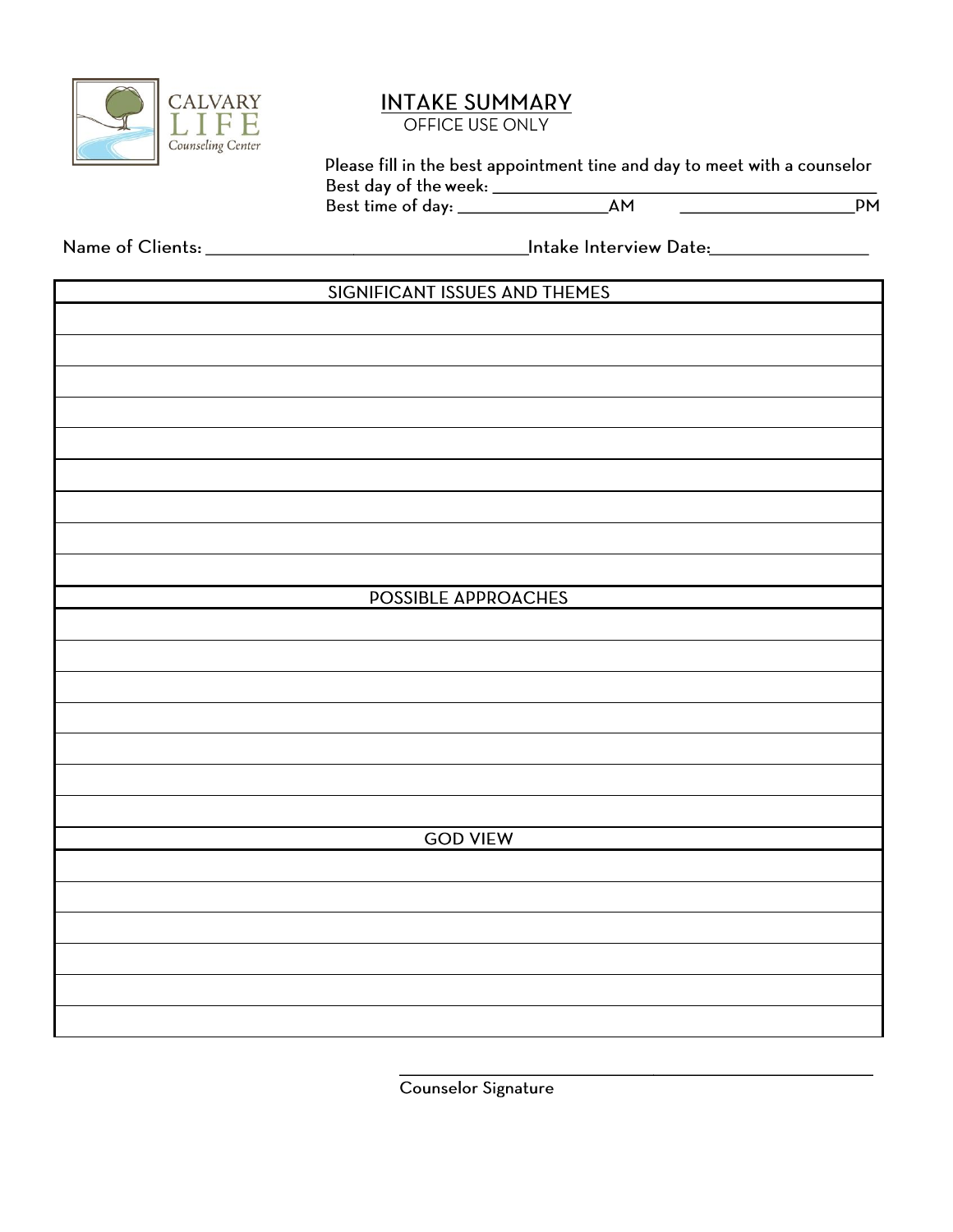CALVARY LIFE Counseling Center

# INTAKE SUMMARY

OFFICE USE ONLY

Please fill in the best appointment tine and day to meet with a counselor

Best day of the week: ___________________________________________

Best time of day: ________________AM ___________________PM

Name of Clients: ___________________________________Intake Interview Date:________________

| SIGNIFICANT ISSUES AND THEMES |
| --- |
| |
| |
| |
| |
| |
| |
| |
| |
| |
| **POSSIBLE APPROACHES** |
| |
| |
| |
| |
| |
| |
| |
| **GOD VIEW** |
| |
| |
| |
| |
| |
| |

_______________________________________________

Counselor Signature